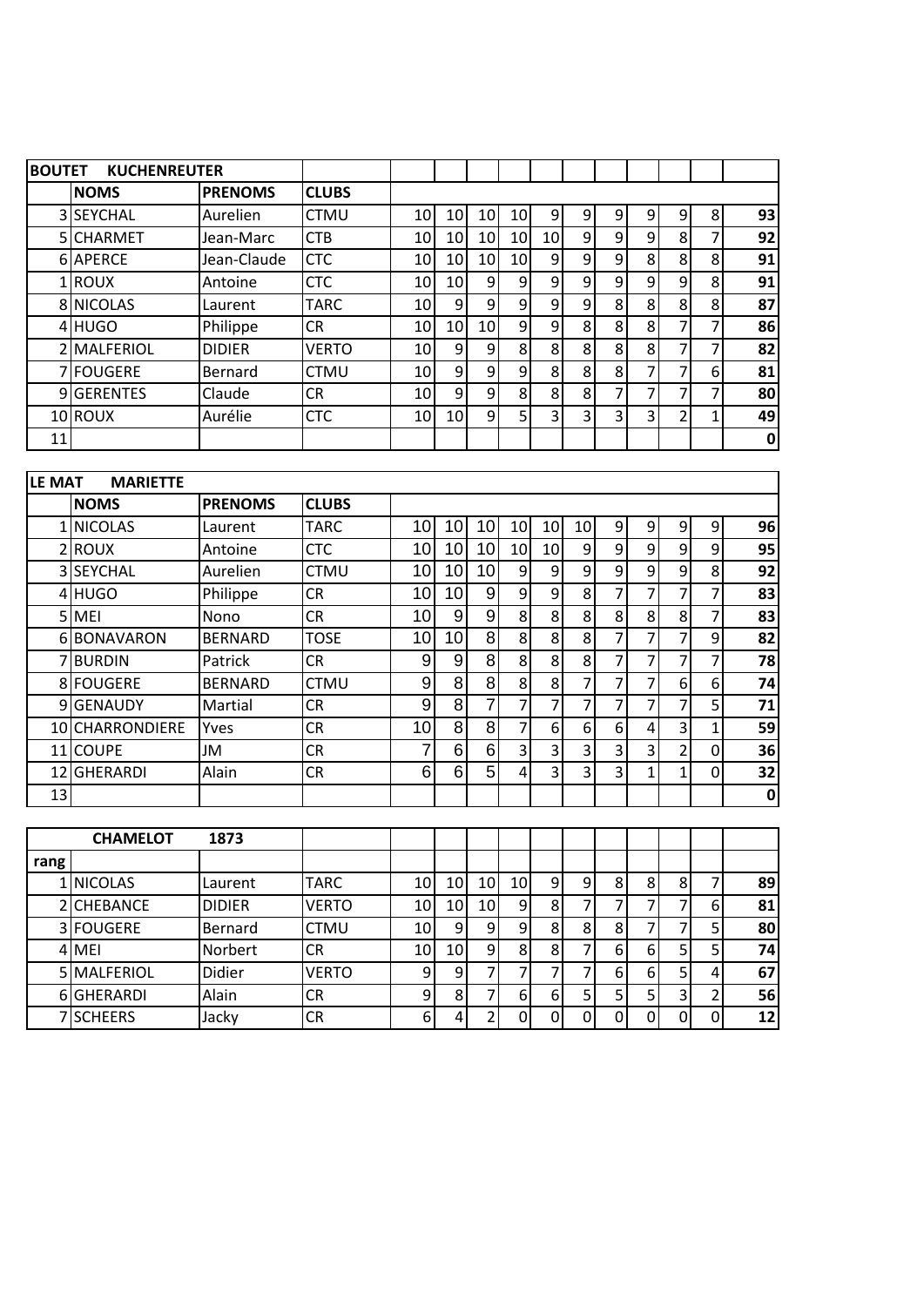| BOUTET KUCHENREUTER | | | | | | | | | | | | | | |
|---|---|---|---|---|---|---|---|---|---|---|---|---|---|---|
| | NOMS | PRENOMS | CLUBS | | | | | | | | | | | |
| 3 | SEYCHAL | Aurelien | CTMU | 10 | 10 | 10 | 10 | 9 | 9 | 9 | 9 | 9 | 8 | 93 |
| 5 | CHARMET | Jean-Marc | CTB | 10 | 10 | 10 | 10 | 10 | 9 | 9 | 9 | 8 | 7 | 92 |
| 6 | APERCE | Jean-Claude | CTC | 10 | 10 | 10 | 10 | 9 | 9 | 9 | 8 | 8 | 8 | 91 |
| 1 | ROUX | Antoine | CTC | 10 | 10 | 9 | 9 | 9 | 9 | 9 | 9 | 9 | 8 | 91 |
| 8 | NICOLAS | Laurent | TARC | 10 | 9 | 9 | 9 | 9 | 9 | 8 | 8 | 8 | 8 | 87 |
| 4 | HUGO | Philippe | CR | 10 | 10 | 10 | 9 | 9 | 8 | 8 | 8 | 7 | 7 | 86 |
| 2 | MALFERIOL | DIDIER | VERTO | 10 | 9 | 9 | 8 | 8 | 8 | 8 | 8 | 7 | 7 | 82 |
| 7 | FOUGERE | Bernard | CTMU | 10 | 9 | 9 | 9 | 8 | 8 | 8 | 7 | 7 | 6 | 81 |
| 9 | GERENTES | Claude | CR | 10 | 9 | 9 | 8 | 8 | 8 | 7 | 7 | 7 | 7 | 80 |
| 10 | ROUX | Aurélie | CTC | 10 | 10 | 9 | 5 | 3 | 3 | 3 | 3 | 2 | 1 | 49 |
| 11 | | | | | | | | | | | | | | 0 |

| LE MAT MARIETTE | | | | | | | | | | | | | | |
|---|---|---|---|---|---|---|---|---|---|---|---|---|---|---|
| | NOMS | PRENOMS | CLUBS | | | | | | | | | | | |
| 1 | NICOLAS | Laurent | TARC | 10 | 10 | 10 | 10 | 10 | 10 | 9 | 9 | 9 | 9 | 96 |
| 2 | ROUX | Antoine | CTC | 10 | 10 | 10 | 10 | 10 | 9 | 9 | 9 | 9 | 9 | 95 |
| 3 | SEYCHAL | Aurelien | CTMU | 10 | 10 | 10 | 9 | 9 | 9 | 9 | 9 | 9 | 8 | 92 |
| 4 | HUGO | Philippe | CR | 10 | 10 | 9 | 9 | 9 | 8 | 7 | 7 | 7 | 7 | 83 |
| 5 | MEI | Nono | CR | 10 | 9 | 9 | 8 | 8 | 8 | 8 | 8 | 8 | 7 | 83 |
| 6 | BONAVARON | BERNARD | TOSE | 10 | 10 | 8 | 8 | 8 | 8 | 7 | 7 | 7 | 9 | 82 |
| 7 | BURDIN | Patrick | CR | 9 | 9 | 8 | 8 | 8 | 8 | 7 | 7 | 7 | 7 | 78 |
| 8 | FOUGERE | BERNARD | CTMU | 9 | 8 | 8 | 8 | 8 | 7 | 7 | 7 | 6 | 6 | 74 |
| 9 | GENAUDY | Martial | CR | 9 | 8 | 7 | 7 | 7 | 7 | 7 | 7 | 7 | 5 | 71 |
| 10 | CHARRONDIERE | Yves | CR | 10 | 8 | 8 | 7 | 6 | 6 | 6 | 4 | 3 | 1 | 59 |
| 11 | COUPE | JM | CR | 7 | 6 | 6 | 3 | 3 | 3 | 3 | 3 | 2 | 0 | 36 |
| 12 | GHERARDI | Alain | CR | 6 | 6 | 5 | 4 | 3 | 3 | 3 | 1 | 1 | 0 | 32 |
| 13 | | | | | | | | | | | | | | 0 |

| | CHAMELOT | 1873 | | | | | | | | | | | | |
|---|---|---|---|---|---|---|---|---|---|---|---|---|---|---|
| rang | | | | | | | | | | | | | | |
| 1 | NICOLAS | Laurent | TARC | 10 | 10 | 10 | 10 | 9 | 9 | 8 | 8 | 8 | 7 | 89 |
| 2 | CHEBANCE | DIDIER | VERTO | 10 | 10 | 10 | 9 | 8 | 7 | 7 | 7 | 7 | 6 | 81 |
| 3 | FOUGERE | Bernard | CTMU | 10 | 9 | 9 | 9 | 8 | 8 | 8 | 7 | 7 | 5 | 80 |
| 4 | MEI | Norbert | CR | 10 | 10 | 9 | 8 | 8 | 7 | 6 | 6 | 5 | 5 | 74 |
| 5 | MALFERIOL | Didier | VERTO | 9 | 9 | 7 | 7 | 7 | 7 | 6 | 6 | 5 | 4 | 67 |
| 6 | GHERARDI | Alain | CR | 9 | 8 | 7 | 6 | 6 | 5 | 5 | 5 | 3 | 2 | 56 |
| 7 | SCHEERS | Jacky | CR | 6 | 4 | 2 | 0 | 0 | 0 | 0 | 0 | 0 | 0 | 12 |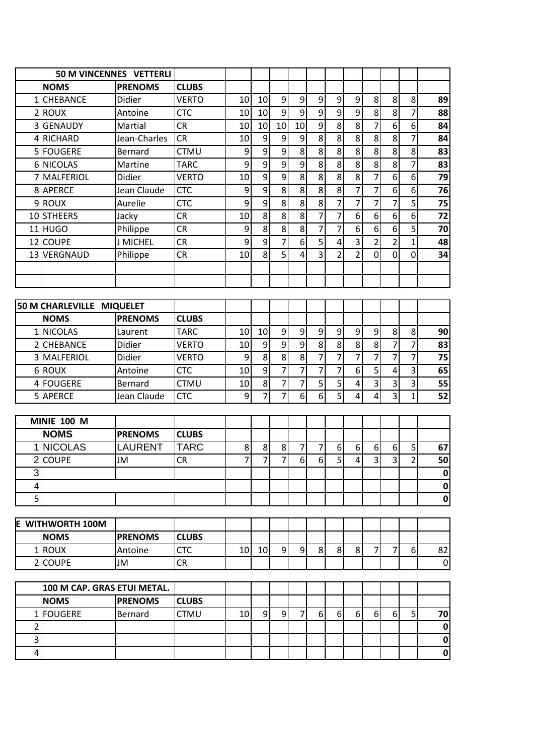| | 50 M VINCENNES VETTERLI | | | | | | | | | | | | | |
|---|---|---|---|---|---|---|---|---|---|---|---|---|---|---|
| | NOMS | PRENOMS | CLUBS | | | | | | | | | | | |
| 1 | CHEBANCE | Didier | VERTO | 10 | 10 | 9 | 9 | 9 | 9 | 9 | 8 | 8 | 8 | **89** |
| 2 | ROUX | Antoine | CTC | 10 | 10 | 9 | 9 | 9 | 9 | 9 | 8 | 8 | 7 | **88** |
| 3 | GENAUDY | Martial | CR | 10 | 10 | 10 | 10 | 9 | 8 | 8 | 7 | 6 | 6 | **84** |
| 4 | RICHARD | Jean-Charles | CR | 10 | 9 | 9 | 9 | 8 | 8 | 8 | 8 | 8 | 7 | **84** |
| 5 | FOUGERE | Bernard | CTMU | 9 | 9 | 9 | 8 | 8 | 8 | 8 | 8 | 8 | 8 | **83** |
| 6 | NICOLAS | Martine | TARC | 9 | 9 | 9 | 9 | 8 | 8 | 8 | 8 | 8 | 7 | **83** |
| 7 | MALFERIOL | Didier | VERTO | 10 | 9 | 9 | 8 | 8 | 8 | 8 | 7 | 6 | 6 | **79** |
| 8 | APERCE | Jean Claude | CTC | 9 | 9 | 8 | 8 | 8 | 8 | 7 | 7 | 6 | 6 | **76** |
| 9 | ROUX | Aurelie | CTC | 9 | 9 | 8 | 8 | 8 | 7 | 7 | 7 | 7 | 5 | **75** |
| 10 | STHEERS | Jacky | CR | 10 | 8 | 8 | 8 | 7 | 7 | 6 | 6 | 6 | 6 | **72** |
| 11 | HUGO | Philippe | CR | 9 | 8 | 8 | 8 | 7 | 7 | 6 | 6 | 6 | 5 | **70** |
| 12 | COUPE | J MICHEL | CR | 9 | 9 | 7 | 6 | 5 | 4 | 3 | 2 | 2 | 1 | **48** |
| 13 | VERGNAUD | Philippe | CR | 10 | 8 | 5 | 4 | 3 | 2 | 2 | 0 | 0 | 0 | **34** |
| | | | | | | | | | | | | | | |
| | | | | | | | | | | | | | | |

| 50 M CHARLEVILLE MIQUELET | | | | | | | | | | | | | | |
|---|---|---|---|---|---|---|---|---|---|---|---|---|---|---|
| | NOMS | PRENOMS | CLUBS | | | | | | | | | | | |
| 1 | NICOLAS | Laurent | TARC | 10 | 10 | 9 | 9 | 9 | 9 | 9 | 9 | 8 | 8 | **90** |
| 2 | CHEBANCE | Didier | VERTO | 10 | 9 | 9 | 9 | 8 | 8 | 8 | 8 | 7 | 7 | **83** |
| 3 | MALFERIOL | Didier | VERTO | 9 | 8 | 8 | 8 | 7 | 7 | 7 | 7 | 7 | 7 | **75** |
| 6 | ROUX | Antoine | CTC | 10 | 9 | 7 | 7 | 7 | 7 | 6 | 5 | 4 | 3 | **65** |
| 4 | FOUGERE | Bernard | CTMU | 10 | 8 | 7 | 7 | 5 | 5 | 4 | 3 | 3 | 3 | **55** |
| 5 | APERCE | Jean Claude | CTC | 9 | 7 | 7 | 6 | 6 | 5 | 4 | 4 | 3 | 1 | **52** |

| | MINIE 100 M | | | | | | | | | | | | | |
|---|---|---|---|---|---|---|---|---|---|---|---|---|---|---|
| | NOMS | PRENOMS | CLUBS | | | | | | | | | | | |
| 1 | NICOLAS | LAURENT | TARC | 8 | 8 | 8 | 7 | 7 | 6 | 6 | 6 | 6 | 5 | **67** |
| 2 | COUPE | JM | CR | 7 | 7 | 7 | 6 | 6 | 5 | 4 | 3 | 3 | 2 | **50** |
| 3 | | | | | | | | | | | | | | **0** |
| 4 | | | | | | | | | | | | | | **0** |
| 5 | | | | | | | | | | | | | | **0** |

| E WITHWORTH 100M | | | | | | | | | | | | | | |
|---|---|---|---|---|---|---|---|---|---|---|---|---|---|---|
| | NOMS | PRENOMS | CLUBS | | | | | | | | | | | |
| 1 | ROUX | Antoine | CTC | 10 | 10 | 9 | 9 | 8 | 8 | 8 | 7 | 7 | 6 | 82 |
| 2 | COUPE | JM | CR | | | | | | | | | | | 0 |

| | 100 M CAP. GRAS ETUI METAL. | | | | | | | | | | | | | |
|---|---|---|---|---|---|---|---|---|---|---|---|---|---|---|
| | NOMS | PRENOMS | CLUBS | | | | | | | | | | | |
| 1 | FOUGERE | Bernard | CTMU | 10 | 9 | 9 | 7 | 6 | 6 | 6 | 6 | 6 | 5 | **70** |
| 2 | | | | | | | | | | | | | | **0** |
| 3 | | | | | | | | | | | | | | **0** |
| 4 | | | | | | | | | | | | | | **0** |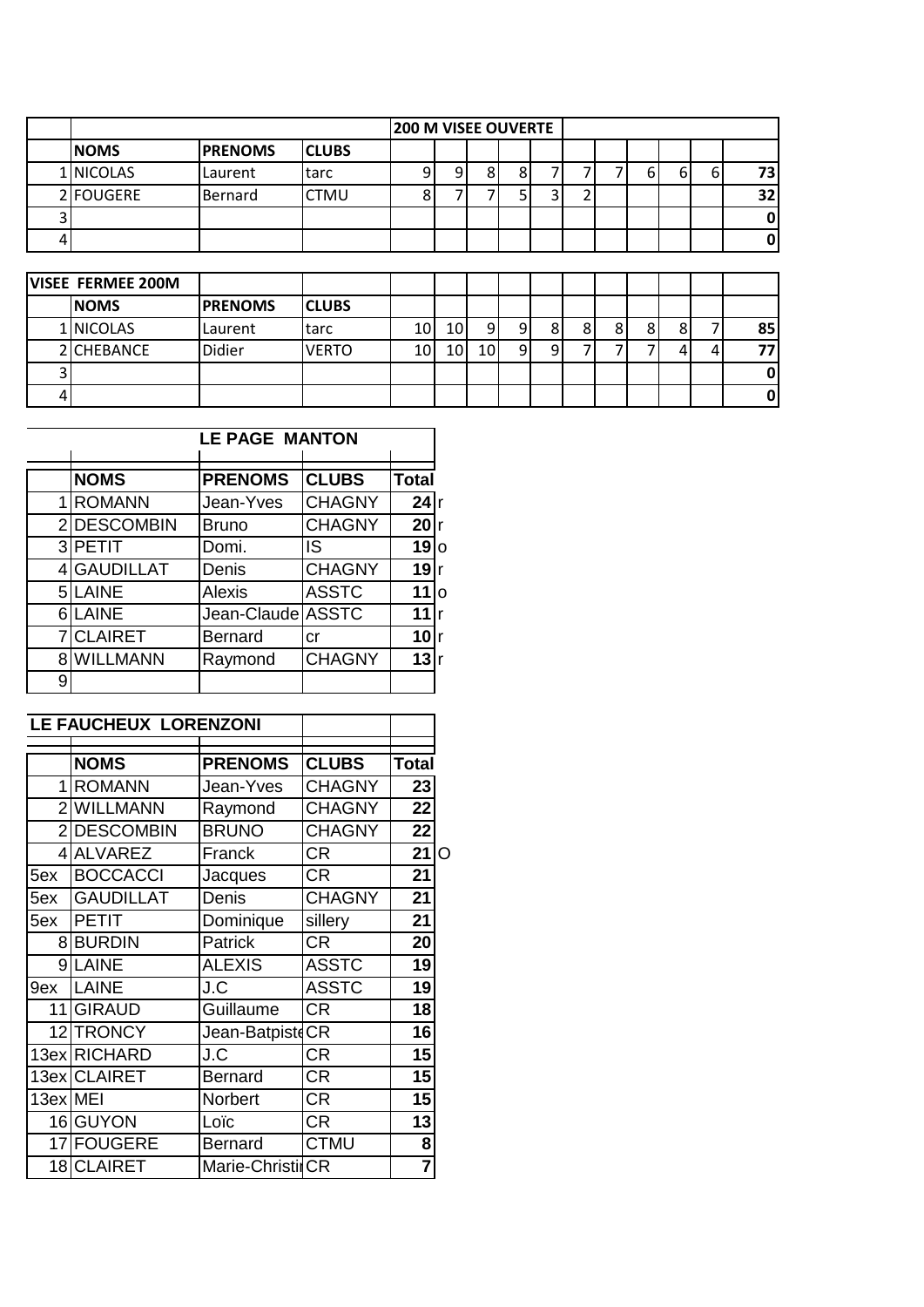| | | | | 200 M VISEE OUVERTE | | | | | | | | | | |
|---|---|---|---|---|---|---|---|---|---|---|---|---|---|---|
| | NOMS | PRENOMS | CLUBS | | | | | | | | | | | |
| 1 | NICOLAS | Laurent | tarc | 9 | 9 | 8 | 8 | 7 | 7 | 7 | 6 | 6 | 6 | 73 |
| 2 | FOUGERE | Bernard | CTMU | 8 | 7 | 7 | 5 | 3 | 2 | | | | | 32 |
| 3 | | | | | | | | | | | | | | 0 |
| 4 | | | | | | | | | | | | | | 0 |

| VISEE FERMEE 200M | | | | | | | | | | | | | | |
|---|---|---|---|---|---|---|---|---|---|---|---|---|---|---|
| | NOMS | PRENOMS | CLUBS | | | | | | | | | | | |
| 1 | NICOLAS | Laurent | tarc | 10 | 10 | 9 | 9 | 8 | 8 | 8 | 8 | 8 | 7 | 85 |
| 2 | CHEBANCE | Didier | VERTO | 10 | 10 | 10 | 9 | 9 | 7 | 7 | 7 | 4 | 4 | 77 |
| 3 | | | | | | | | | | | | | | 0 |
| 4 | | | | | | | | | | | | | | 0 |

| | | LE PAGE MANTON | | | |
|---|---|---|---|---|---|
| | NOMS | PRENOMS | CLUBS | Total | |
| 1 | ROMANN | Jean-Yves | CHAGNY | 24 | r |
| 2 | DESCOMBIN | Bruno | CHAGNY | 20 | r |
| 3 | PETIT | Domi. | IS | 19 | o |
| 4 | GAUDILLAT | Denis | CHAGNY | 19 | r |
| 5 | LAINE | Alexis | ASSTC | 11 | o |
| 6 | LAINE | Jean-Claude | ASSTC | 11 | r |
| 7 | CLAIRET | Bernard | cr | 10 | r |
| 8 | WILLMANN | Raymond | CHAGNY | 13 | r |
| 9 | | | | | |

| LE FAUCHEUX LORENZONI | | | | | |
|---|---|---|---|---|---|
| | NOMS | PRENOMS | CLUBS | Total | |
| 1 | ROMANN | Jean-Yves | CHAGNY | 23 | |
| 2 | WILLMANN | Raymond | CHAGNY | 22 | |
| 2 | DESCOMBIN | BRUNO | CHAGNY | 22 | |
| 4 | ALVAREZ | Franck | CR | 21 | O |
| 5ex | BOCCACCI | Jacques | CR | 21 | |
| 5ex | GAUDILLAT | Denis | CHAGNY | 21 | |
| 5ex | PETIT | Dominique | sillery | 21 | |
| 8 | BURDIN | Patrick | CR | 20 | |
| 9 | LAINE | ALEXIS | ASSTC | 19 | |
| 9ex | LAINE | J.C | ASSTC | 19 | |
| 11 | GIRAUD | Guillaume | CR | 18 | |
| 12 | TRONCY | Jean-Batpiste | CR | 16 | |
| 13ex | RICHARD | J.C | CR | 15 | |
| 13ex | CLAIRET | Bernard | CR | 15 | |
| 13ex | MEI | Norbert | CR | 15 | |
| 16 | GUYON | Loïc | CR | 13 | |
| 17 | FOUGERE | Bernard | CTMU | 8 | |
| 18 | CLAIRET | Marie-Christi | CR | 7 | |